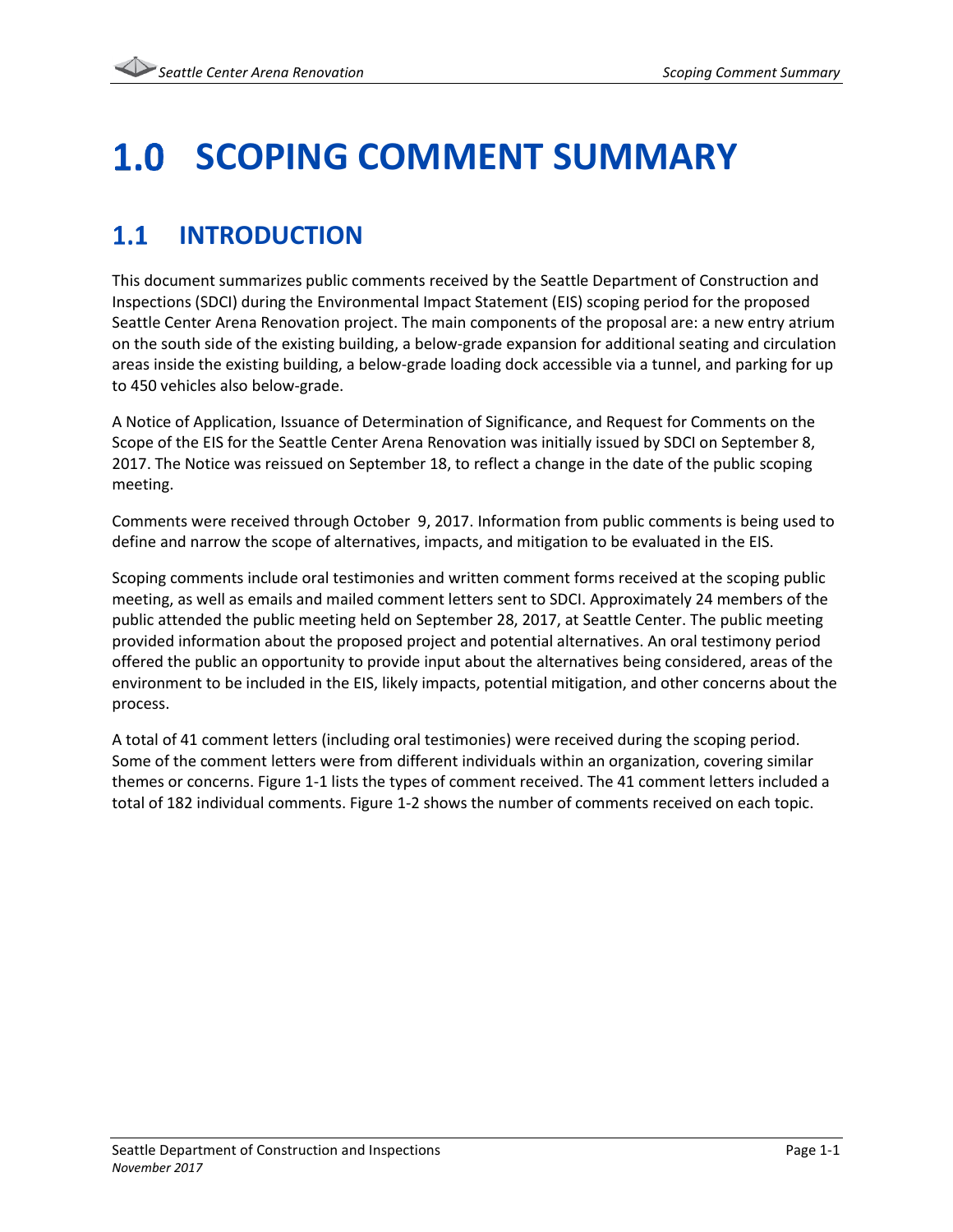# 1.0 SCOPING COMMENT SUMMARY

## 1.1 INTRODUCTION

This document summarizes public comments received by the Seattle Department of Construction and Inspections (SDCI) during the Environmental Impact Statement (EIS) scoping period for the proposed Seattle Center Arena Renovation project. The main components of the proposal are: a new entry atrium on the south side of the existing building, a below-grade expansion for additional seating and circulation areas inside the existing building, a below-grade loading dock accessible via a tunnel, and parking for up to 450 vehicles also below-grade.

A Notice of Application, Issuance of Determination of Significance, and Request for Comments on the Scope of the EIS for the Seattle Center Arena Renovation was initially issued by SDCI on September 8, 2017. The Notice was reissued on September 18, to reflect a change in the date of the public scoping meeting.

Comments were received through October 9, 2017. Information from public comments is being used to define and narrow the scope of alternatives, impacts, and mitigation to be evaluated in the EIS.

Scoping comments include oral testimonies and written comment forms received at the scoping public meeting, as well as emails and mailed comment letters sent to SDCI. Approximately 24 members of the public attended the public meeting held on September 28, 2017, at Seattle Center. The public meeting provided information about the proposed project and potential alternatives. An oral testimony period offered the public an opportunity to provide input about the alternatives being considered, areas of the environment to be included in the EIS, likely impacts, potential mitigation, and other concerns about the process.

A total of 41 comment letters (including oral testimonies) were received during the scoping period. Some of the comment letters were from different individuals within an organization, covering similar themes or concerns. Figure 1-1 lists the types of comment received. The 41 comment letters included a total of 182 individual comments. Figure 1-2 shows the number of comments received on each topic.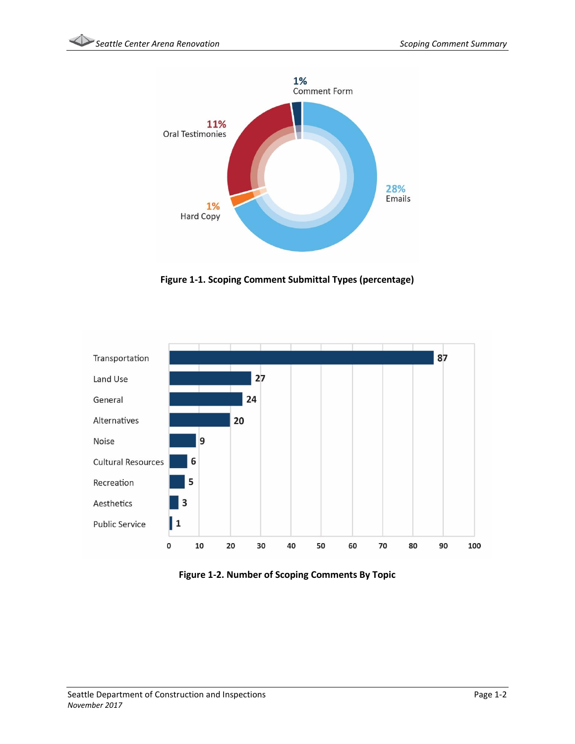1% Comment Form

11% Oral Testimonies

28% Emails

1% Hard Copy

**Figure 1-1. Scoping Comment Submittal Types (percentage)**

| Topic | Number of Comments |
| --- | --- |
| Transportation | 87 |
| Land Use | 27 |
| General | 24 |
| Alternatives | 20 |
| Noise | 9 |
| Cultural Resources | 6 |
| Recreation | 5 |
| Aesthetics | 3 |
| Public Service | 1 |

**Figure 1-2. Number of Scoping Comments By Topic**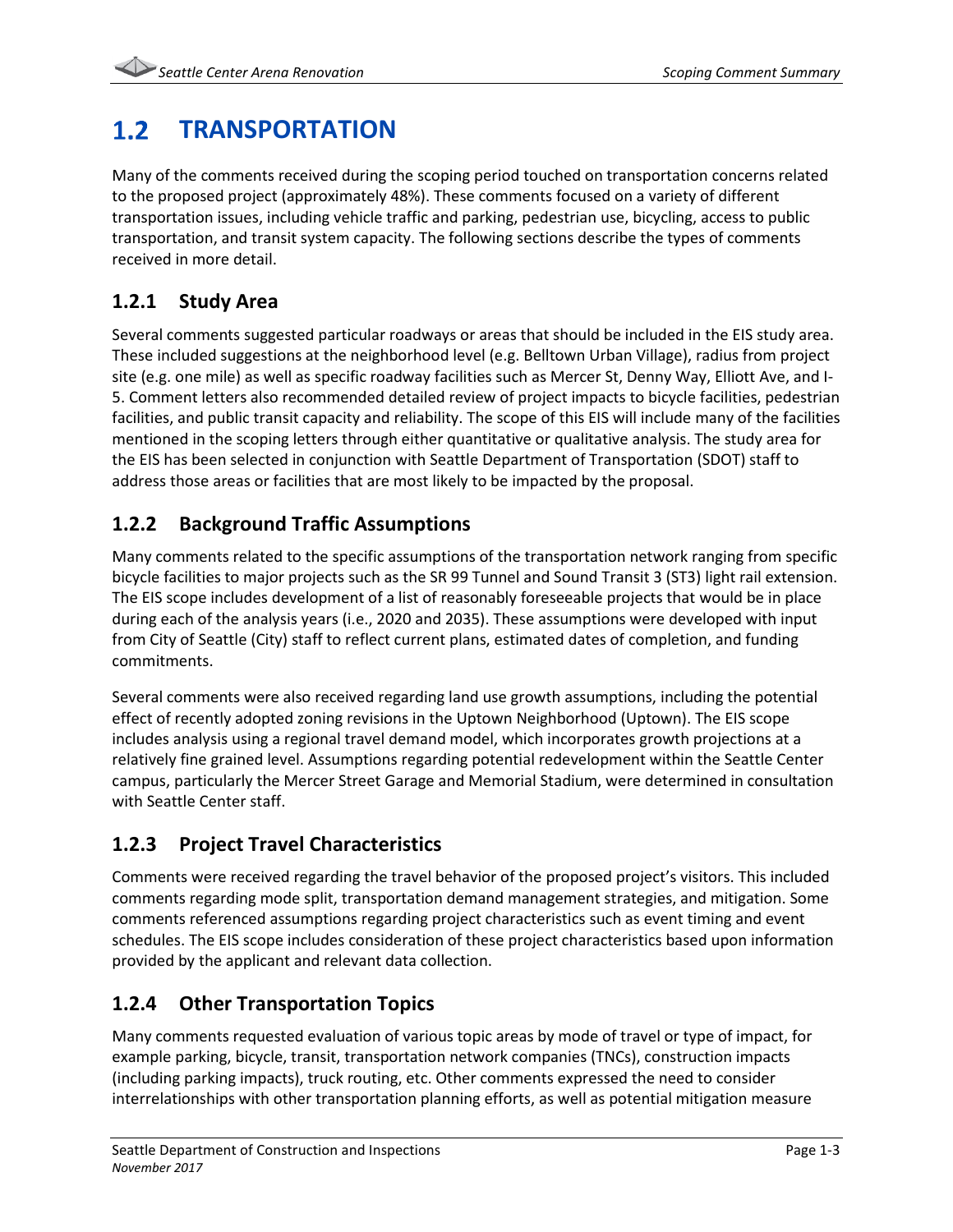## 1.2 TRANSPORTATION

Many of the comments received during the scoping period touched on transportation concerns related to the proposed project (approximately 48%). These comments focused on a variety of different transportation issues, including vehicle traffic and parking, pedestrian use, bicycling, access to public transportation, and transit system capacity. The following sections describe the types of comments received in more detail.

### 1.2.1 Study Area

Several comments suggested particular roadways or areas that should be included in the EIS study area. These included suggestions at the neighborhood level (e.g. Belltown Urban Village), radius from project site (e.g. one mile) as well as specific roadway facilities such as Mercer St, Denny Way, Elliott Ave, and I-5. Comment letters also recommended detailed review of project impacts to bicycle facilities, pedestrian facilities, and public transit capacity and reliability. The scope of this EIS will include many of the facilities mentioned in the scoping letters through either quantitative or qualitative analysis. The study area for the EIS has been selected in conjunction with Seattle Department of Transportation (SDOT) staff to address those areas or facilities that are most likely to be impacted by the proposal.

### 1.2.2 Background Traffic Assumptions

Many comments related to the specific assumptions of the transportation network ranging from specific bicycle facilities to major projects such as the SR 99 Tunnel and Sound Transit 3 (ST3) light rail extension. The EIS scope includes development of a list of reasonably foreseeable projects that would be in place during each of the analysis years (i.e., 2020 and 2035). These assumptions were developed with input from City of Seattle (City) staff to reflect current plans, estimated dates of completion, and funding commitments.

Several comments were also received regarding land use growth assumptions, including the potential effect of recently adopted zoning revisions in the Uptown Neighborhood (Uptown). The EIS scope includes analysis using a regional travel demand model, which incorporates growth projections at a relatively fine grained level. Assumptions regarding potential redevelopment within the Seattle Center campus, particularly the Mercer Street Garage and Memorial Stadium, were determined in consultation with Seattle Center staff.

### 1.2.3 Project Travel Characteristics

Comments were received regarding the travel behavior of the proposed project's visitors. This included comments regarding mode split, transportation demand management strategies, and mitigation. Some comments referenced assumptions regarding project characteristics such as event timing and event schedules. The EIS scope includes consideration of these project characteristics based upon information provided by the applicant and relevant data collection.

### 1.2.4 Other Transportation Topics

Many comments requested evaluation of various topic areas by mode of travel or type of impact, for example parking, bicycle, transit, transportation network companies (TNCs), construction impacts (including parking impacts), truck routing, etc. Other comments expressed the need to consider interrelationships with other transportation planning efforts, as well as potential mitigation measure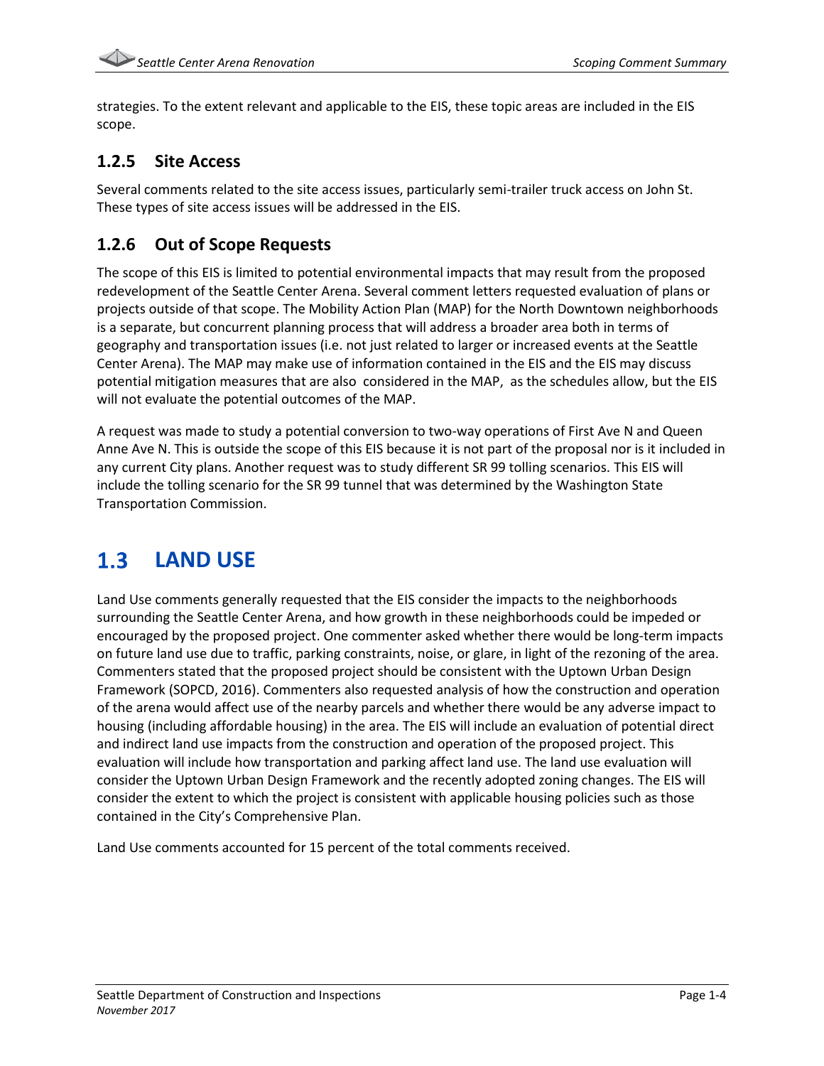strategies. To the extent relevant and applicable to the EIS, these topic areas are included in the EIS scope.

### 1.2.5 Site Access

Several comments related to the site access issues, particularly semi-trailer truck access on John St. These types of site access issues will be addressed in the EIS.

### 1.2.6 Out of Scope Requests

The scope of this EIS is limited to potential environmental impacts that may result from the proposed redevelopment of the Seattle Center Arena. Several comment letters requested evaluation of plans or projects outside of that scope. The Mobility Action Plan (MAP) for the North Downtown neighborhoods is a separate, but concurrent planning process that will address a broader area both in terms of geography and transportation issues (i.e. not just related to larger or increased events at the Seattle Center Arena). The MAP may make use of information contained in the EIS and the EIS may discuss potential mitigation measures that are also considered in the MAP, as the schedules allow, but the EIS will not evaluate the potential outcomes of the MAP.

A request was made to study a potential conversion to two-way operations of First Ave N and Queen Anne Ave N. This is outside the scope of this EIS because it is not part of the proposal nor is it included in any current City plans. Another request was to study different SR 99 tolling scenarios. This EIS will include the tolling scenario for the SR 99 tunnel that was determined by the Washington State Transportation Commission.

## 1.3 LAND USE

Land Use comments generally requested that the EIS consider the impacts to the neighborhoods surrounding the Seattle Center Arena, and how growth in these neighborhoods could be impeded or encouraged by the proposed project. One commenter asked whether there would be long-term impacts on future land use due to traffic, parking constraints, noise, or glare, in light of the rezoning of the area. Commenters stated that the proposed project should be consistent with the Uptown Urban Design Framework (SOPCD, 2016). Commenters also requested analysis of how the construction and operation of the arena would affect use of the nearby parcels and whether there would be any adverse impact to housing (including affordable housing) in the area. The EIS will include an evaluation of potential direct and indirect land use impacts from the construction and operation of the proposed project. This evaluation will include how transportation and parking affect land use. The land use evaluation will consider the Uptown Urban Design Framework and the recently adopted zoning changes. The EIS will consider the extent to which the project is consistent with applicable housing policies such as those contained in the City's Comprehensive Plan.

Land Use comments accounted for 15 percent of the total comments received.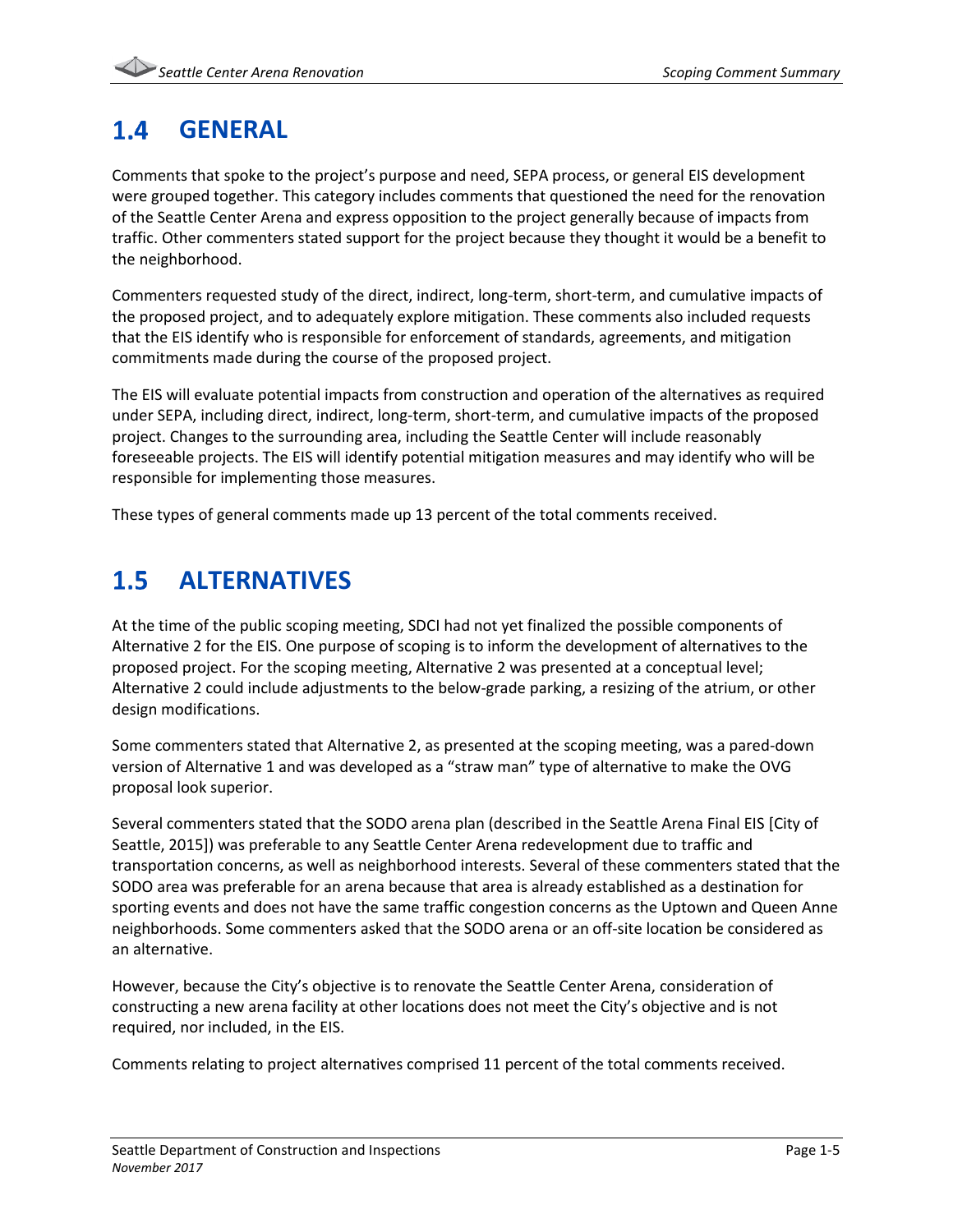## 1.4 GENERAL

Comments that spoke to the project's purpose and need, SEPA process, or general EIS development were grouped together. This category includes comments that questioned the need for the renovation of the Seattle Center Arena and express opposition to the project generally because of impacts from traffic. Other commenters stated support for the project because they thought it would be a benefit to the neighborhood.

Commenters requested study of the direct, indirect, long-term, short-term, and cumulative impacts of the proposed project, and to adequately explore mitigation. These comments also included requests that the EIS identify who is responsible for enforcement of standards, agreements, and mitigation commitments made during the course of the proposed project.

The EIS will evaluate potential impacts from construction and operation of the alternatives as required under SEPA, including direct, indirect, long-term, short-term, and cumulative impacts of the proposed project. Changes to the surrounding area, including the Seattle Center will include reasonably foreseeable projects. The EIS will identify potential mitigation measures and may identify who will be responsible for implementing those measures.

These types of general comments made up 13 percent of the total comments received.

## 1.5 ALTERNATIVES

At the time of the public scoping meeting, SDCI had not yet finalized the possible components of Alternative 2 for the EIS. One purpose of scoping is to inform the development of alternatives to the proposed project. For the scoping meeting, Alternative 2 was presented at a conceptual level; Alternative 2 could include adjustments to the below-grade parking, a resizing of the atrium, or other design modifications.

Some commenters stated that Alternative 2, as presented at the scoping meeting, was a pared-down version of Alternative 1 and was developed as a "straw man" type of alternative to make the OVG proposal look superior.

Several commenters stated that the SODO arena plan (described in the Seattle Arena Final EIS [City of Seattle, 2015]) was preferable to any Seattle Center Arena redevelopment due to traffic and transportation concerns, as well as neighborhood interests. Several of these commenters stated that the SODO area was preferable for an arena because that area is already established as a destination for sporting events and does not have the same traffic congestion concerns as the Uptown and Queen Anne neighborhoods. Some commenters asked that the SODO arena or an off-site location be considered as an alternative.

However, because the City's objective is to renovate the Seattle Center Arena, consideration of constructing a new arena facility at other locations does not meet the City's objective and is not required, nor included, in the EIS.

Comments relating to project alternatives comprised 11 percent of the total comments received.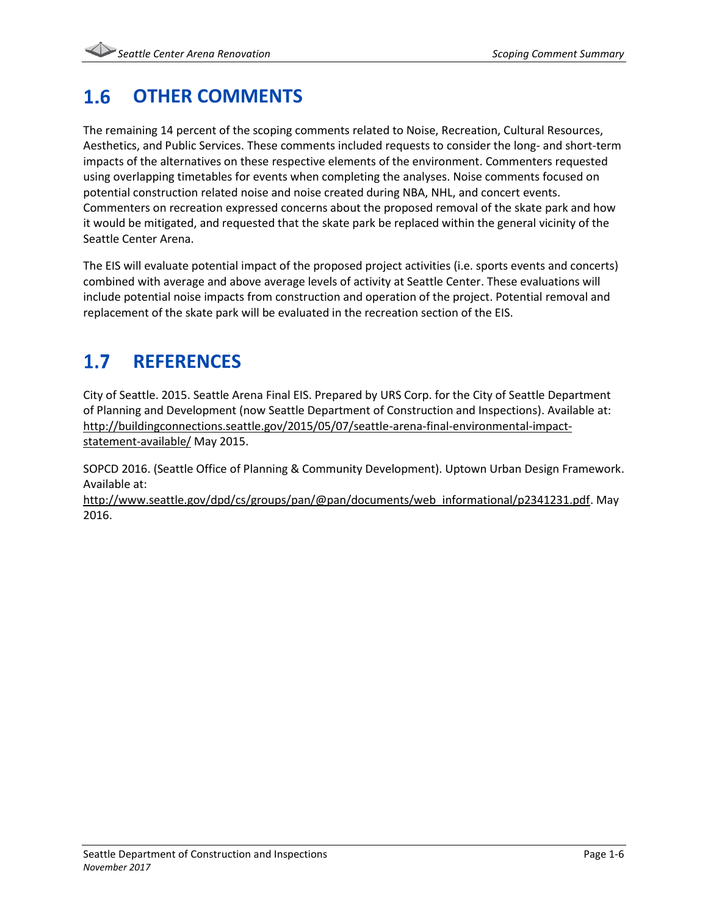## 1.6 OTHER COMMENTS

The remaining 14 percent of the scoping comments related to Noise, Recreation, Cultural Resources, Aesthetics, and Public Services. These comments included requests to consider the long- and short-term impacts of the alternatives on these respective elements of the environment. Commenters requested using overlapping timetables for events when completing the analyses. Noise comments focused on potential construction related noise and noise created during NBA, NHL, and concert events. Commenters on recreation expressed concerns about the proposed removal of the skate park and how it would be mitigated, and requested that the skate park be replaced within the general vicinity of the Seattle Center Arena.

The EIS will evaluate potential impact of the proposed project activities (i.e. sports events and concerts) combined with average and above average levels of activity at Seattle Center. These evaluations will include potential noise impacts from construction and operation of the project. Potential removal and replacement of the skate park will be evaluated in the recreation section of the EIS.

## 1.7 REFERENCES

City of Seattle. 2015. Seattle Arena Final EIS. Prepared by URS Corp. for the City of Seattle Department of Planning and Development (now Seattle Department of Construction and Inspections). Available at: http://buildingconnections.seattle.gov/2015/05/07/seattle-arena-final-environmental-impact-statement-available/ May 2015.

SOPCD 2016. (Seattle Office of Planning & Community Development). Uptown Urban Design Framework. Available at: http://www.seattle.gov/dpd/cs/groups/pan/@pan/documents/web_informational/p2341231.pdf. May 2016.